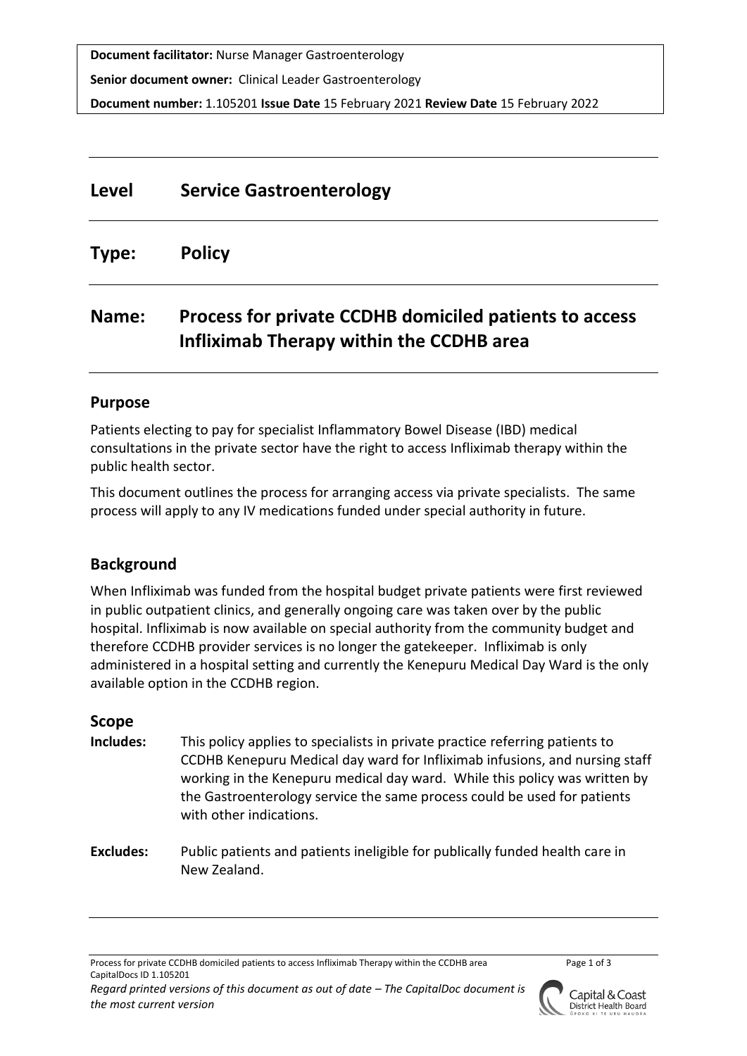**Document facilitator:** Nurse Manager Gastroenterology

**Senior document owner:** Clinical Leader Gastroenterology

**Document number:** 1.105201 **Issue Date** 15 February 2021 **Review Date** 15 February 2022

## Level Service Gastroenterology

## Type: Policy

## Name: Process for private CCDHB domiciled patients to access Infliximab Therapy within the CCDHB area

### Purpose

Patients electing to pay for specialist Inflammatory Bowel Disease (IBD) medical consultations in the private sector have the right to access Infliximab therapy within the public health sector.

This document outlines the process for arranging access via private specialists. The same process will apply to any IV medications funded under special authority in future.

### Background

When Infliximab was funded from the hospital budget private patients were first reviewed in public outpatient clinics, and generally ongoing care was taken over by the public hospital. Infliximab is now available on special authority from the community budget and therefore CCDHB provider services is no longer the gatekeeper. Infliximab is only administered in a hospital setting and currently the Kenepuru Medical Day Ward is the only available option in the CCDHB region.

### Scope

**Includes:** This policy applies to specialists in private practice referring patients to CCDHB Kenepuru Medical day ward for Infliximab infusions, and nursing staff working in the Kenepuru medical day ward. While this policy was written by the Gastroenterology service the same process could be used for patients with other indications.

**Excludes:** Public patients and patients ineligible for publically funded health care in New Zealand.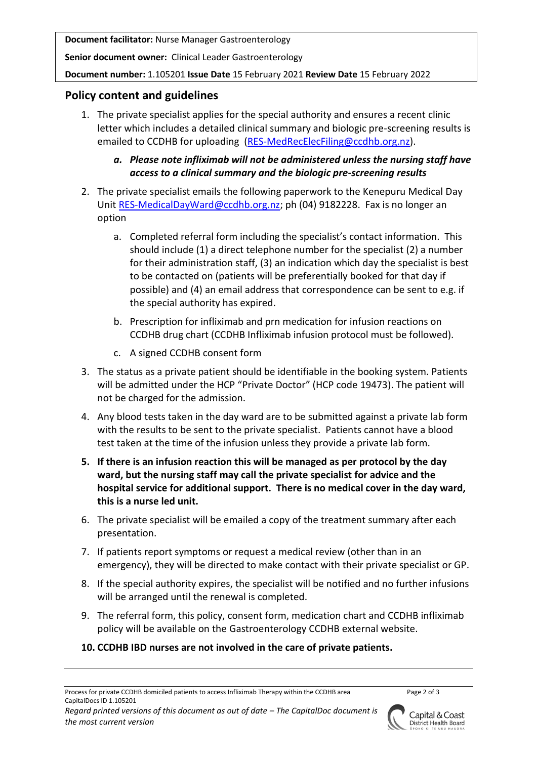**Document facilitator:** Nurse Manager Gastroenterology

**Senior document owner:** Clinical Leader Gastroenterology

**Document number:** 1.105201 **Issue Date** 15 February 2021 **Review Date** 15 February 2022

## Policy content and guidelines

1. The private specialist applies for the special authority and ensures a recent clinic letter which includes a detailed clinical summary and biologic pre-screening results is emailed to CCDHB for uploading (RES-MedRecElecFiling@ccdhb.org.nz).
   a. ***Please note infliximab will not be administered unless the nursing staff have access to a clinical summary and the biologic pre-screening results***
2. The private specialist emails the following paperwork to the Kenepuru Medical Day Unit RES-MedicalDayWard@ccdhb.org.nz; ph (04) 9182228. Fax is no longer an option
   a. Completed referral form including the specialist's contact information. This should include (1) a direct telephone number for the specialist (2) a number for their administration staff, (3) an indication which day the specialist is best to be contacted on (patients will be preferentially booked for that day if possible) and (4) an email address that correspondence can be sent to e.g. if the special authority has expired.
   b. Prescription for infliximab and prn medication for infusion reactions on CCDHB drug chart (CCDHB Infliximab infusion protocol must be followed).
   c. A signed CCDHB consent form
3. The status as a private patient should be identifiable in the booking system. Patients will be admitted under the HCP "Private Doctor" (HCP code 19473). The patient will not be charged for the admission.
4. Any blood tests taken in the day ward are to be submitted against a private lab form with the results to be sent to the private specialist. Patients cannot have a blood test taken at the time of the infusion unless they provide a private lab form.
5. **If there is an infusion reaction this will be managed as per protocol by the day ward, but the nursing staff may call the private specialist for advice and the hospital service for additional support. There is no medical cover in the day ward, this is a nurse led unit.**
6. The private specialist will be emailed a copy of the treatment summary after each presentation.
7. If patients report symptoms or request a medical review (other than in an emergency), they will be directed to make contact with their private specialist or GP.
8. If the special authority expires, the specialist will be notified and no further infusions will be arranged until the renewal is completed.
9. The referral form, this policy, consent form, medication chart and CCDHB infliximab policy will be available on the Gastroenterology CCDHB external website.
10. **CCDHB IBD nurses are not involved in the care of private patients.**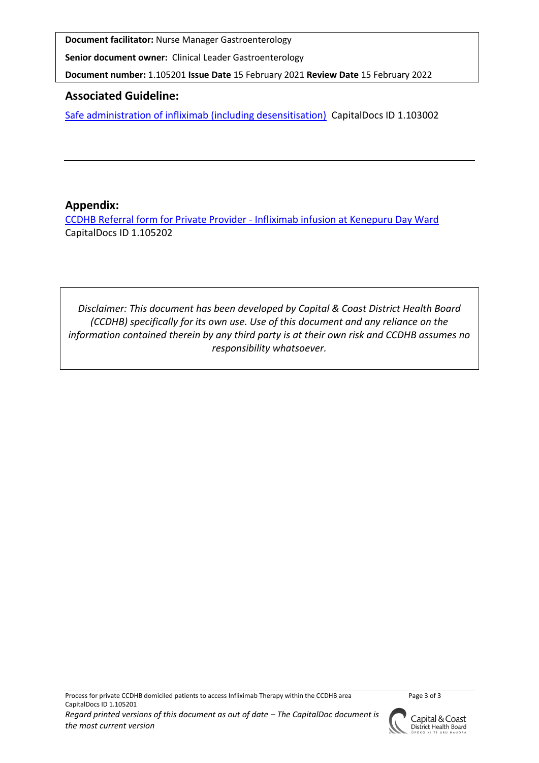**Document facilitator:** Nurse Manager Gastroenterology

**Senior document owner:** Clinical Leader Gastroenterology

**Document number:** 1.105201 **Issue Date** 15 February 2021 **Review Date** 15 February 2022

## Associated Guideline:

[Safe administration of infliximab (including desensitisation)] CapitalDocs ID 1.103002

## Appendix:

[CCDHB Referral form for Private Provider - Infliximab infusion at Kenepuru Day Ward]
CapitalDocs ID 1.105202

*Disclaimer: This document has been developed by Capital & Coast District Health Board (CCDHB) specifically for its own use. Use of this document and any reliance on the information contained therein by any third party is at their own risk and CCDHB assumes no responsibility whatsoever.*